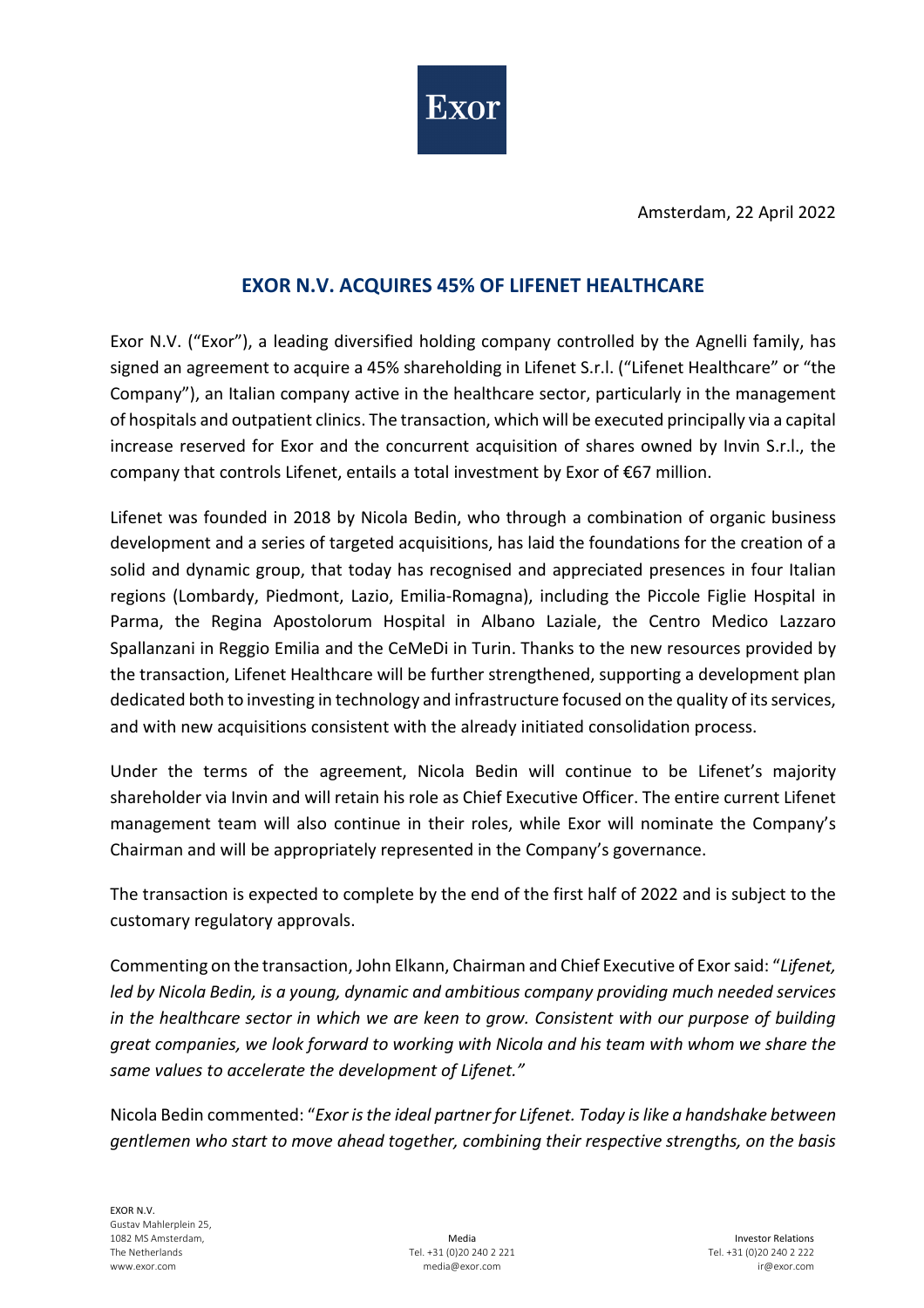Amsterdam, 22 April 2022

# EXOR N.V. ACQUIRES 45% OF LIFENET HEALTHCARE

Exor N.V. ("Exor"), a leading diversified holding company controlled by the Agnelli family, has signed an agreement to acquire a 45% shareholding in Lifenet S.r.l. ("Lifenet Healthcare" or "the Company"), an Italian company active in the healthcare sector, particularly in the management of hospitals and outpatient clinics. The transaction, which will be executed principally via a capital increase reserved for Exor and the concurrent acquisition of shares owned by Invin S.r.l., the company that controls Lifenet, entails a total investment by Exor of €67 million.

Lifenet was founded in 2018 by Nicola Bedin, who through a combination of organic business development and a series of targeted acquisitions, has laid the foundations for the creation of a solid and dynamic group, that today has recognised and appreciated presences in four Italian regions (Lombardy, Piedmont, Lazio, Emilia-Romagna), including the Piccole Figlie Hospital in Parma, the Regina Apostolorum Hospital in Albano Laziale, the Centro Medico Lazzaro Spallanzani in Reggio Emilia and the CeMeDi in Turin. Thanks to the new resources provided by the transaction, Lifenet Healthcare will be further strengthened, supporting a development plan dedicated both to investing in technology and infrastructure focused on the quality of its services, and with new acquisitions consistent with the already initiated consolidation process.

Under the terms of the agreement, Nicola Bedin will continue to be Lifenet's majority shareholder via Invin and will retain his role as Chief Executive Officer. The entire current Lifenet management team will also continue in their roles, while Exor will nominate the Company's Chairman and will be appropriately represented in the Company's governance.

The transaction is expected to complete by the end of the first half of 2022 and is subject to the customary regulatory approvals.

Commenting on the transaction, John Elkann, Chairman and Chief Executive of Exor said: "*Lifenet, led by Nicola Bedin, is a young, dynamic and ambitious company providing much needed services in the healthcare sector in which we are keen to grow. Consistent with our purpose of building great companies, we look forward to working with Nicola and his team with whom we share the same values to accelerate the development of Lifenet.*"

Nicola Bedin commented: "*Exor is the ideal partner for Lifenet. Today is like a handshake between gentlemen who start to move ahead together, combining their respective strengths, on the basis*

EXOR N.V.
Gustav Mahlerplein 25,
1082 MS Amsterdam,
The Netherlands
www.exor.com

Media
Tel. +31 (0)20 240 2 221
media@exor.com

Investor Relations
Tel. +31 (0)20 240 2 222
ir@exor.com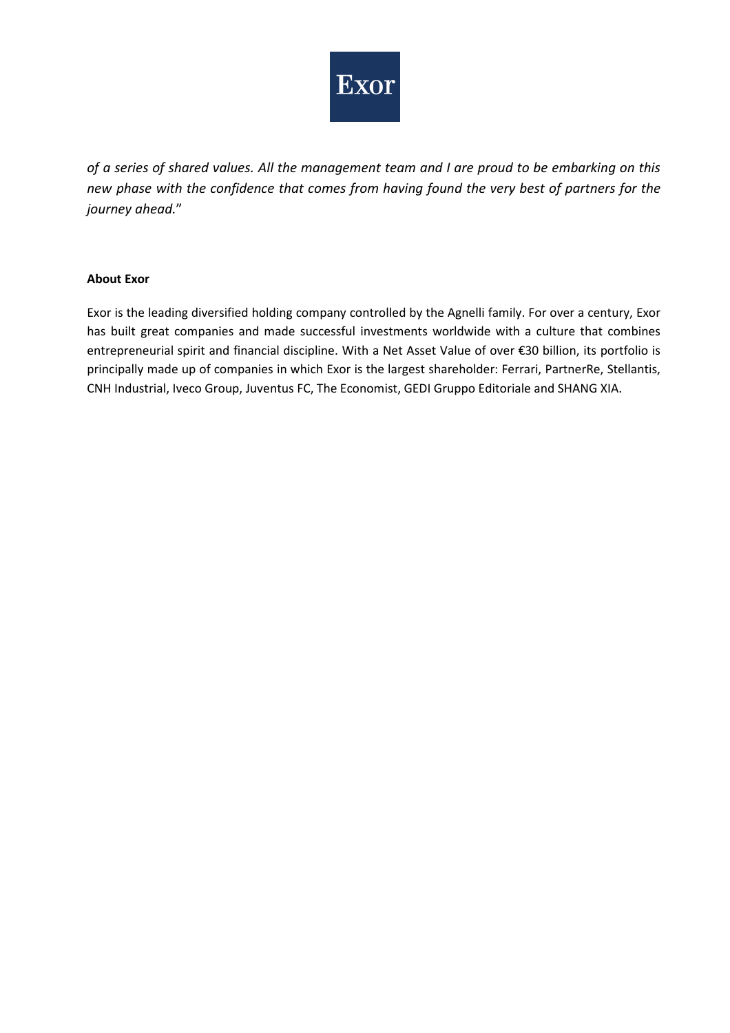*of a series of shared values. All the management team and I are proud to be embarking on this new phase with the confidence that comes from having found the very best of partners for the journey ahead.*"

**About Exor**

Exor is the leading diversified holding company controlled by the Agnelli family. For over a century, Exor has built great companies and made successful investments worldwide with a culture that combines entrepreneurial spirit and financial discipline. With a Net Asset Value of over €30 billion, its portfolio is principally made up of companies in which Exor is the largest shareholder: Ferrari, PartnerRe, Stellantis, CNH Industrial, Iveco Group, Juventus FC, The Economist, GEDI Gruppo Editoriale and SHANG XIA.